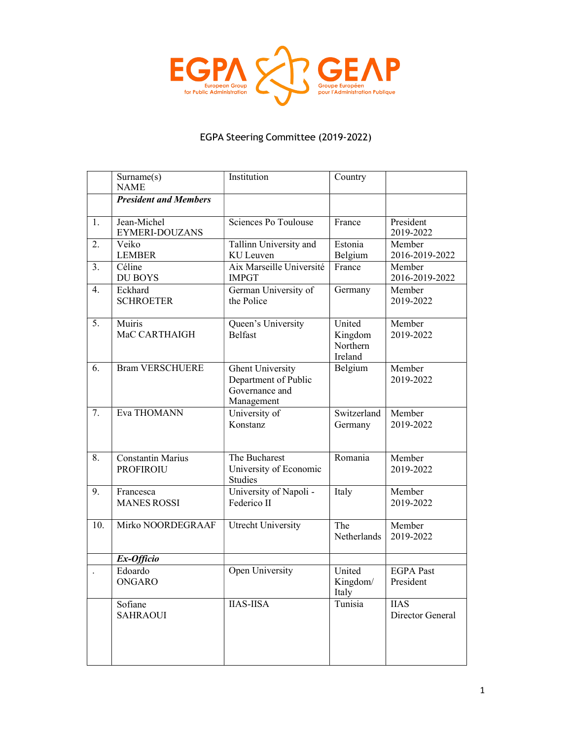EGPA GEAP

European Group for Public Administration

Groupe Européen pour l'Administration Publique

## EGPA Steering Committee (2019-2022)

| | Surname(s) NAME | Institution | Country | |
|---|---|---|---|---|
| | ***President and Members*** | | | |
| 1. | Jean-Michel EYMERI-DOUZANS | Sciences Po Toulouse | France | President 2019-2022 |
| 2. | Veiko LEMBER | Tallinn University and KU Leuven | Estonia Belgium | Member 2016-2019-2022 |
| 3. | Céline DU BOYS | Aix Marseille Université IMPGT | France | Member 2016-2019-2022 |
| 4. | Eckhard SCHROETER | German University of the Police | Germany | Member 2019-2022 |
| 5. | Muiris MaC CARTHAIGH | Queen's University Belfast | United Kingdom Northern Ireland | Member 2019-2022 |
| 6. | Bram VERSCHUERE | Ghent University Department of Public Governance and Management | Belgium | Member 2019-2022 |
| 7. | Eva THOMANN | University of Konstanz | Switzerland Germany | Member 2019-2022 |
| 8. | Constantin Marius PROFIROIU | The Bucharest University of Economic Studies | Romania | Member 2019-2022 |
| 9. | Francesca MANES ROSSI | University of Napoli - Federico II | Italy | Member 2019-2022 |
| 10. | Mirko NOORDEGRAAF | Utrecht University | The Netherlands | Member 2019-2022 |
| | ***Ex-Officio*** | | | |
| . | Edoardo ONGARO | Open University | United Kingdom/ Italy | EGPA Past President |
| | Sofiane SAHRAOUI | IIAS-IISA | Tunisia | IIAS Director General |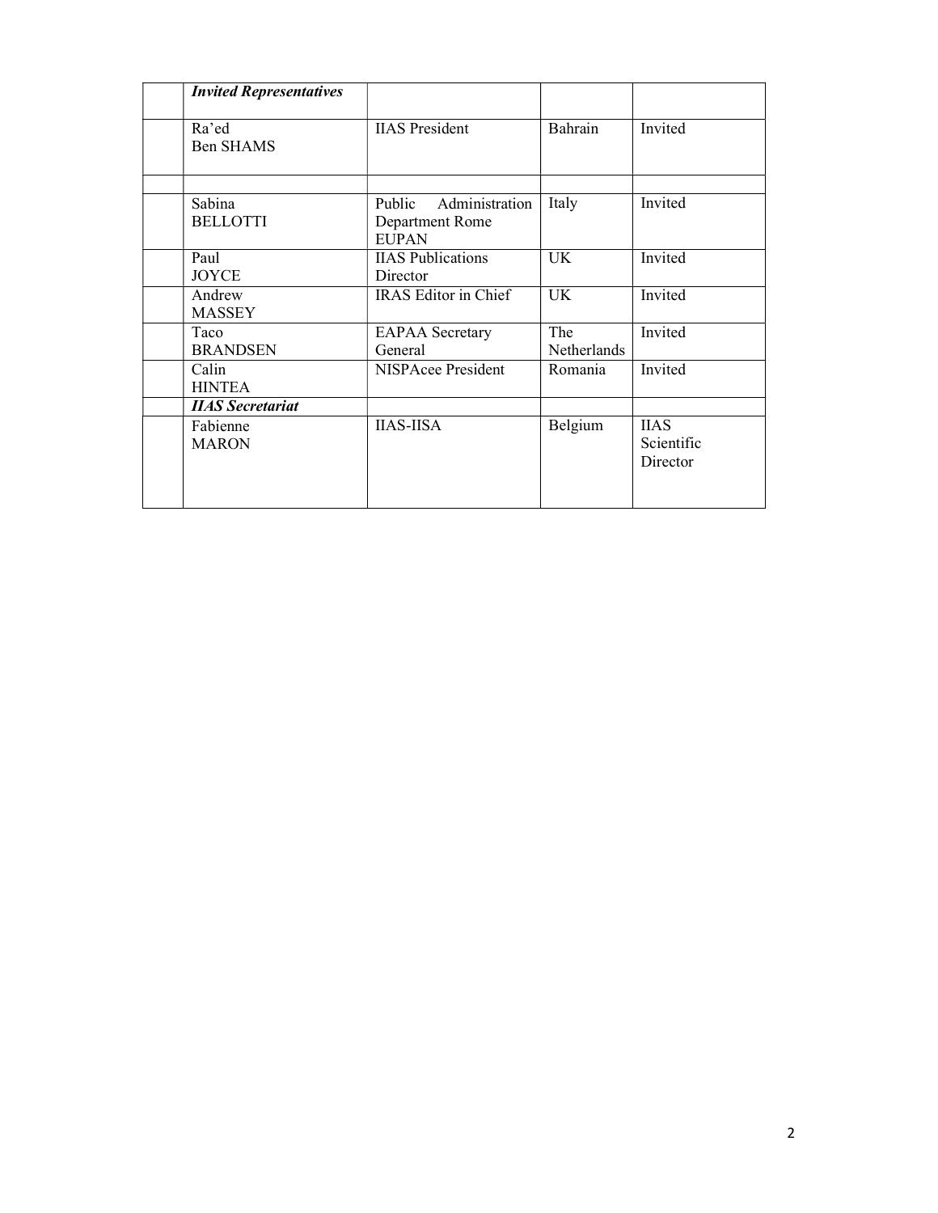| | | | | |
|---|---|---|---|---|
| | ***Invited Representatives*** | | | |
| | Ra'ed Ben SHAMS | IIAS President | Bahrain | Invited |
| | | | | |
| | Sabina BELLOTTI | Public Administration Department Rome EUPAN | Italy | Invited |
| | Paul JOYCE | IIAS Publications Director | UK | Invited |
| | Andrew MASSEY | IRAS Editor in Chief | UK | Invited |
| | Taco BRANDSEN | EAPAA Secretary General | The Netherlands | Invited |
| | Calin HINTEA | NISPAcee President | Romania | Invited |
| | ***IIAS Secretariat*** | | | |
| | Fabienne MARON | IIAS-IISA | Belgium | IIAS Scientific Director |